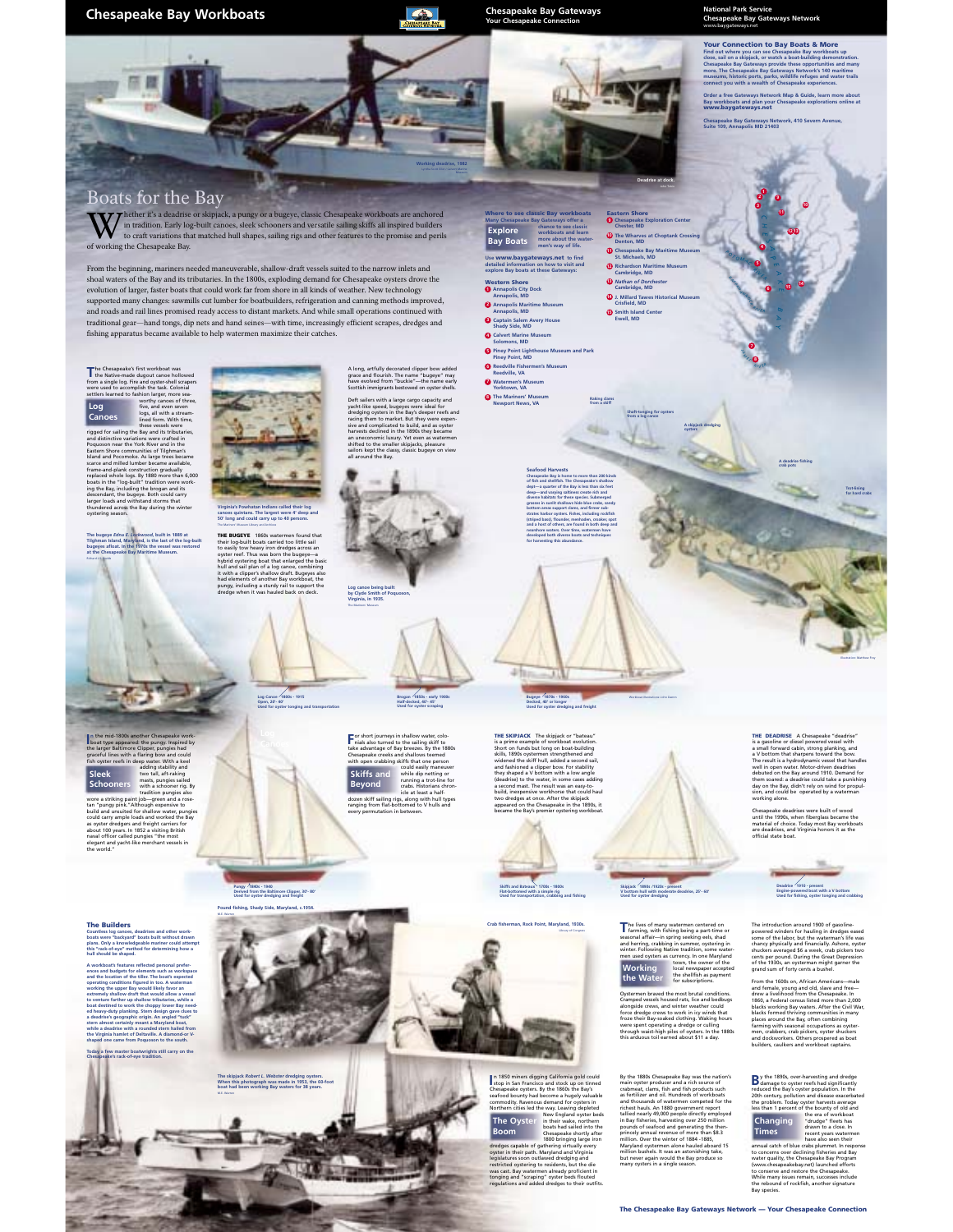# Chesapeake Bay Workboats

**Chesapeake Bay Gateways**
Your Chesapeake Connection

National Park Service
Chesapeake Bay Gateways Network
www.baygateways.net

## Your Connection to Bay Boats & More

Find out where you can see Chesapeake Bay workboats up close, sail on a skipjack, or watch a boat-building demonstration. Chesapeake Bay Gateways provide these opportunities and many more. The Chesapeake Bay Gateways Network's 140 maritime museums, historic ports, parks, wildlife refuges and water trails connect you with a wealth of Chesapeake experiences.

Order a free Gateways Network Map & Guide, learn more about Bay workboats and plan your Chesapeake explorations online at **www.baygateways.net**

Chesapeake Bay Gateways Network, 410 Severn Avenue, Suite 109, Annapolis MD 21403

Working deadrise, 1982

Deadrise at dock.

# Boats for the Bay

Whether it's a deadrise or skipjack, a pungy or a bugeye, classic Chesapeake workboats are anchored in tradition. Early log-built canoes, sleek schooners and versatile sailing skiffs all inspired builders to craft variations that matched hull shapes, sailing rigs and other features to the promise and perils of working the Chesapeake Bay.

From the beginning, mariners needed maneuverable, shallow-draft vessels suited to the narrow inlets and shoal waters of the Bay and its tributaries. In the 1800s, exploding demand for Chesapeake oysters drove the evolution of larger, faster boats that could work far from shore in all kinds of weather. New technology supported many changes: sawmills cut lumber for boatbuilders, refrigeration and canning methods improved, and roads and rail lines promised ready access to distant markets. And while small operations continued with traditional gear—hand tongs, dip nets and hand seines—with time, increasingly efficient scrapes, dredges and fishing apparatus became available to help watermen maximize their catches.

## Where to see classic Bay workboats

### Explore Bay Boats

Many Chesapeake Bay Gateways offer a chance to see classic workboats and learn more about the watermen's way of life.

Use **www.baygateways.net** to find detailed information on how to visit and explore Bay boats at these Gateways:

**Western Shore**

1. Annapolis City Dock, Annapolis, MD
2. Annapolis Maritime Museum, Annapolis, MD
3. Captain Salem Avery House, Shady Side, MD
4. Calvert Marine Museum, Solomons, MD
5. Piney Point Lighthouse Museum and Park, Piney Point, MD
6. Reedville Fishermen's Museum, Reedville, VA
7. Watermen's Museum, Yorktown, VA
8. The Mariners' Museum, Newport News, VA

**Eastern Shore**

9. Chesapeake Exploration Center, Chester, MD
10. The Wharves at Choptank Crossing, Denton, MD
11. Chesapeake Bay Maritime Museum, St. Michaels, MD
12. Richardson Maritime Museum, Cambridge, MD
13. *Nathan of Dorchester*, Cambridge, MD
14. J. Millard Tawes Historical Museum, Crisfield, MD
15. Smith Island Center, Ewell, MD

## Log Canoes

The Chesapeake's first workboat was the Native-made dugout canoe hollowed from a single log. Fire and oyster-shell scrapers were used to accomplish the task. Colonial settlers learned to fashion larger, more seaworthy canoes of three, five, and even seven logs, all with a streamlined form. With time, these vessels were rigged for sailing the Bay and its tributaries, and distinctive variations were crafted in Poquoson near the York River and in the Eastern Shore communities of Tilghman's Island and Pocomoke. As large trees became scarce and milled lumber became available, frame-and-plank construction gradually replaced whole logs. By 1880 more than 6,000 boats in the "log-built" tradition were working the Bay, including the brogan and its descendant, the bugeye. Both could carry larger loads and withstand storms that thundered across the Bay during the winter oystering season.

The bugeye *Edna E. Lockwood*, built in 1889 at Tilghman Island, Maryland, is the last of the log-built bugeyes afloat. In the 1970s the vessel was restored at the Chesapeake Bay Maritime Museum.

Virginia's Powhatan Indians called their log canoes quintans. The largest were 4' deep and 50' long and could carry up to 40 persons.

**THE BUGEYE** 1860s watermen found that their log-built boats carried too little sail to easily tow heavy iron dredges across an oyster reef. Thus was born the bugeye—a hybrid oystering boat that enlarged the basic hull and sail plan of a log canoe, combining it with a clipper's shallow draft. Bugeyes also had elements of another Bay workboat, the pungy, including a sturdy rail to support the dredge when it was hauled back on deck.

A long, artfully decorated clipper bow added grace and flourish. The name "bugeye" may have evolved from "buckie"—the name early Scottish immigrants bestowed on oyster shells.

Deft sailers with a large cargo capacity and yacht-like speed, bugeyes were ideal for dredging oysters in the Bay's deeper reefs and racing them to market. But they were expensive and complicated to build, and as oyster harvests declined in the 1890s they became an uneconomic luxury. Yet even as watermen shifted to the smaller skipjacks, pleasure sailors kept the classy, classic bugeye on view all around the Bay.

Log canoe being built by Clyde Smith of Poquoson, Virginia, in 1935.

### Seafood Harvests

Chesapeake Bay is home to more than 200 kinds of fish and shellfish. The Chesapeake's shallow depth—a quarter of the Bay is less than six feet deep—and varying saltiness create rich and diverse habitats for these species. Submerged grasses in sunlit shallows hide blue crabs, sandy bottom areas support clams, and firmer substrate harbor oysters. Fishes, including rockfish (striped bass), flounder, menhaden, croaker, spot and a host of others, are found in both deep and nearshore waters. Over time, watermen have developed both diverse boats and techniques for harvesting this abundance.

Raking clams from a skiff

Shaft-tonging for oysters from a log canoe

A skipjack dredging oysters

A deadrise fishing crab pots

Trot-lining for hard crabs

Log Canoe 1600s - 1915
Open, 20'- 40'
Used for oyster tonging and transportation

Brogan 1850s - early 1900s
Half-decked, 40'- 45'
Used for oyster scraping

Bugeye 1870s - 1960s
Decked, 40' or longer
Used for oyster dredging and freight

## Sleek Schooners

In the mid-1800s another Chesapeake workboat type appeared: the pungy. Inspired by the larger Baltimore Clipper, pungies had graceful lines with a flaring bow and could fish oyster reefs in deep water. With a keel adding stability and two tall, aft-raking masts, pungies sailed with a schooner rig. By tradition pungies also wore a striking paint job—green and a rose-tan "pungy pink." Although expensive to build and unsuited for shallow water, pungies could carry ample loads and worked the Bay as oyster dredgers and freight carriers for about 100 years. In 1852 a visiting British naval officer called pungies "the most elegant and yacht-like merchant vessels in the world."

## Skiffs and Beyond

For short journeys in shallow water, colonials also turned to the sailing skiff to take advantage of Bay breezes. By the 1880s Chesapeake creeks and shallows teemed with open crabbing skiffs that one person could easily maneuver while dip netting or running a trot-line for crabs. Historians chronicle at least a half-dozen skiff sailing rigs, along with hull types ranging from flat-bottomed to V hulls and every permutation in between.

**THE SKIPJACK** The skipjack or "bateau" is a prime example of workboat evolution. Short on funds but long on boat-building skills, 1890s oystermen strengthened and widened the skiff hull, added a second sail, and fashioned a clipper bow. For stability they shaped a V bottom with a low angle (deadrise) to the water, in some cases adding a second mast. The result was an easy-to-build, inexpensive workhorse that could haul two dredges at once. After the skipjack appeared on the Chesapeake in the 1890s, it became the Bay's premier oystering workboat.

**THE DEADRISE** A Chesapeake "deadrise" is a gasoline or diesel powered vessel with a small forward cabin, strong planking, and a V bottom that sharpens toward the bow. The result is a hydrodynamic vessel that handles well in open water. Motor-driven deadrises debuted on the Bay around 1910. Demand for them soared: a deadrise could take a punishing day on the Bay, didn't rely on wind for propulsion, and could be operated by a waterman working alone.

Chesapeake deadrises were built of wood until the 1990s, when fiberglass became the material of choice. Today most Bay workboats are deadrises, and Virginia honors it as the official state boat.

Pungy 1840s - 1940
Derived from the Baltimore Clipper, 30'- 80'
Used for oyster dredging and freight

Skiffs and Bateaux 1700s - 1880s
Flat-bottomed with a simple rig
Used for transportation, crabbing and fishing

Skipjack 1890s - present
V bottom hull with moderate deadrise, 25'- 60'
Used for oyster dredging

Deadrise 1910 - present
Engine-powered boat with a V bottom
Used for fishing, oyster tonging and crabbing

Pound fishing, Shady Side, Maryland, c.1954.

Crab fisherman, Rock Point, Maryland, 1930s.

## The Builders

Countless log canoes, deadrises and other workboats were "backyard" boats built without drawn plans. Only a knowledgeable mariner could attempt the "rack-of-eye" method for determining how a hull should be shaped.

A workboat's features reflected personal preferences and budgets for elements such as workspace and the location of the tiller. The boat's expected operating conditions figured in too. A waterman working the upper Bay would likely favor an extremely shallow draft that would allow a vessel to venture farther up shallow tributaries, while a boat destined to work the choppy lower Bay needed heavy-duty planking. Stern design gave clues to a deadrise's geographic origin. An angled "tuck" stern almost certainly meant a Maryland boat, while a deadrise with a rounded stern hailed from the Virginia hamlet of Deltaville. A diamond-or V-shaped one came from Poquoson to the south.

Today a few master boatwrights still carry on the Chesapeake's rack-of-eye tradition.

The skipjack *Robert L. Webster* dredging oysters. When this photograph was made in 1953, the 60-foot boat had been working Bay waters for 38 years.

## Working the Water

The lives of many watermen centered on farming, with fishing being a part-time or seasonal affair—in spring seeking eels, shad and herring, crabbing in summer, oystering in winter. Following Native tradition, some watermen used oysters as currency. In one Maryland town, the owner of the local newspaper accepted the shellfish as payment for subscriptions.

Oystermen braved the most brutal conditions. Cramped vessels housed rats, lice and bedbugs alongside crews, and winter weather could force dredge crews to work in icy winds that froze their Bay-soaked clothing. Waking hours were spent operating a dredge or culling through waist-high piles of oysters. In the 1880s this arduous toil earned about $11 a day.

The introduction around 1900 of gasoline-powered winders for hauling in dredges eased some of the labor, but the waterman's life was chancy physically and financially. Ashore, oyster shuckers averaged $6 a week, crab pickers two cents per pound. During the Great Depression of the 1930s, an oysterman might garner the grand sum of forty cents a bushel.

From the 1600s on, African Americans—male and female, young and old, slave and free—drew a livelihood from the Chesapeake. In 1860, a Federal census listed more than 2,000 blacks working Bay waters. After the Civil War, blacks formed thriving communities in many places around the Bay, often combining farming with seasonal occupations as oystermen, crabbers, crab pickers, oyster shuckers and dockworkers. Others prospered as boat builders, caulkers and workboat captains.

## The Oyster Boom

In 1850 miners digging California gold could stop in San Francisco and stock up on tinned Chesapeake oysters. By the 1860s the Bay's seafood bounty had become a hugely valuable commodity. Maryland and Virginia demand for oysters in Northern cities led the way. Leaving depleted New England oyster beds in their wake, northern boats had sailed into the Chesapeake shortly after 1800 bringing large iron dredges capable of gathering virtually every oyster in their path. Maryland and Virginia legislatures soon outlawed dredging and restricted oystering to residents, but the die was cast. Bay watermen already proficient in tonging and "scraping" oyster beds flouted regulations and added dredges to their outfits.

By the 1880s Chesapeake Bay was the nation's main oyster producer and a rich source of crabmeat, clams, fish and fish products such as fertilizer and oil. Hundreds of workboats and thousands of watermen competed for the richest hauls. An 1880 government report tallied nearly 49,000 people directly employed in Bay fisheries, harvesting over 250 million pounds of seafood and generating the then-princely annual revenue of more than $8.3 million. Over the winter of 1884 -1885, Maryland oystermen alone hauled about 15 million bushels. It was an astonishing take, but never again would the Bay produce so many oysters in a single season.

## Changing Times

By the 1890s, over-harvesting and dredge damage to oyster reefs had significantly reduced the Bay's oyster population. In the 20th century, pollution and disease exacerbated the problem. Today oyster harvests average less than 1 percent of the bounty of old and the era of workboat "drudge" fleets has drawn to a close. In recent years watermen have also seen their annual catch of blue crabs plummet. In response to concerns over declining fisheries and Bay water quality, the Chesapeake Bay Program (www.chesapeakebay.net) launched efforts to conserve and restore the Chesapeake. While many issues remain, successes include the rebound of rockfish, another signature Bay species.

**The Chesapeake Bay Gateways Network — Your Chesapeake Connection**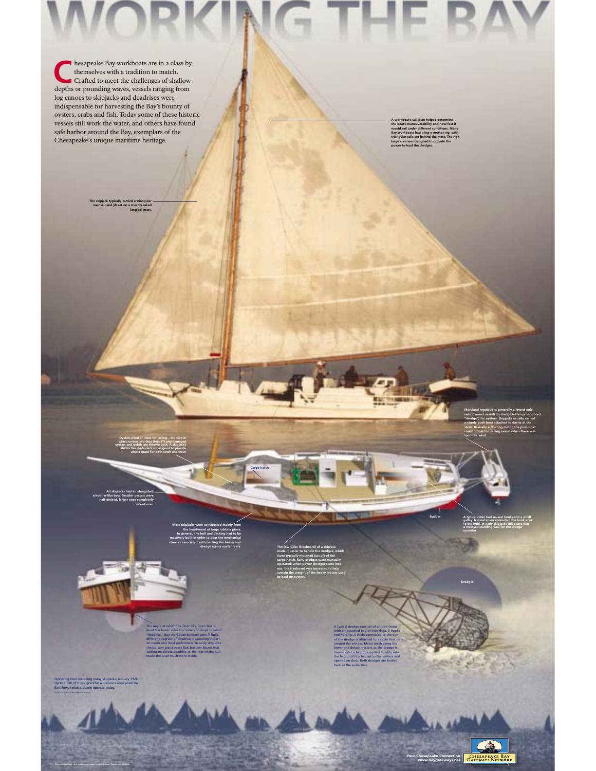# WORKING THE BAY

Chesapeake Bay workboats are in a class by themselves with a tradition to match. Crafted to meet the challenges of shallow depths or pounding waves, vessels ranging from log canoes to skipjacks and deadrises were indispensable for harvesting the Bay's bounty of oysters, crabs and fish. Today some of these historic vessels still work the water, and others have found safe harbor around the Bay, exemplars of the Chesapeake's unique maritime heritage.

A workboat's sail plan helped determine the boat's maneuverability and how fast it would sail under different conditions. Many Bay workboats had a leg-o-mutton rig, with triangular sails set behind the mast. The rig's large area was designed to provide the power to haul the dredges.

The skipjack typically carried a triangular mainsail and jib set on a sharply raked (angled) mast.

Maryland regulations generally allowed only sail-powered vessels to dredge (often pronounced "drudge") for oysters. Skipjacks usually carried a sturdy push boat attached to davits at the stern. Basically a floating motor, the push boat could propel the sailing vessel when there was too little wind.

Oysters piled on deck for culling—the step in which undersized (less than 3") and damaged oysters and debris are thrown back. A skipjack's distinctive wide deck is designed to provide ample space for both catch and crew.

Cargo hatch

All skipjacks had an elongated, schooner-like bow. Smaller vessels were half-decked, larger ones completely decked over.

Rudder

A typical cabin had several bunks and a small galley. A crawl space connected the bunk area to the hold. In early skipjacks this space was a recessed standing well for the dredge operator.

Most skipjacks were constructed mainly from the heartwood of large loblolly pines. In general, the hull and decking had to be massively built in order to bear the mechanical stresses associated with hauling the heavy iron dredge across oyster reefs.

The low sides (freeboard) of a skipjack made it easier to handle the dredges, which were typically mounted just aft of the cargo hatch. Early dredges were manually operated; when power dredges came into use, the freeboard was increased to help sustain the weight of the heavy motors used to haul up oysters.

Dredges

The angle at which the floor of a boat rises to meet the lower sides to create a V shape is called "deadrise." Bay workboat builders gave V-hulls different degrees of deadrise, depending in part on needs and local preferences. In early skipjacks the bottom was almost flat; builders found that adding moderate deadrise to the rear of the hull made the boat much more stable.

A typical dredge consists of an iron frame with an attached bag of iron rings, S-hooks and netting. A chain connected to the eye of the dredge is attached to a cable that coils around the winder. Metal teeth along the lower end detach oysters as the dredge is hauled over a bed; the oysters tumble into the bag until it is hauled to the surface and opened on deck. Both dredges are hauled back at the same time.

Oystering fleet including many skipjacks, January 1926. Up to 1,000 of these graceful workboats once plied the Bay. Fewer than a dozen operate today.

Your Chesapeake Connection
www.baygateways.net

CHESAPEAKE BAY GATEWAYS NETWORK